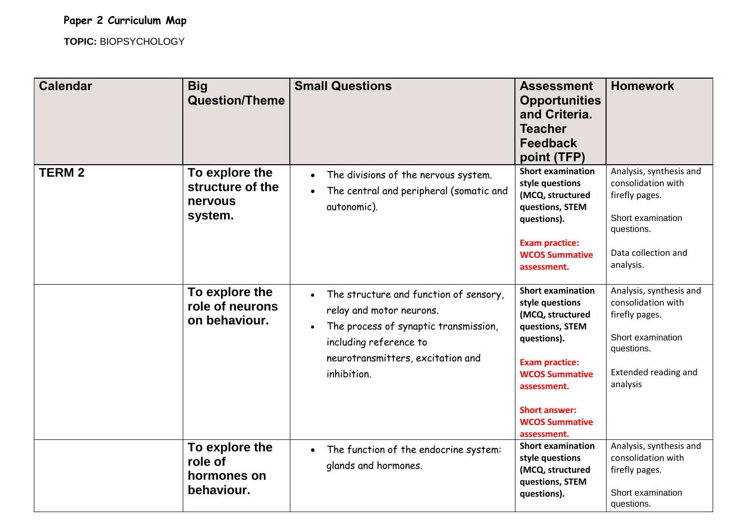**Paper 2 Curriculum Map**

**TOPIC:** BIOPSYCHOLOGY

| Calendar | Big Question/Theme | Small Questions | Assessment Opportunities and Criteria. Teacher Feedback point (TFP) | Homework |
|---|---|---|---|---|
| **TERM 2** | **To explore the structure of the nervous system.** | • The divisions of the nervous system.<br>• The central and peripheral (somatic and autonomic). | **Short examination style questions (MCQ, structured questions, STEM questions).**<br><br>**Exam practice: WCOS Summative assessment.** | Analysis, synthesis and consolidation with firefly pages.<br><br>Short examination questions.<br><br>Data collection and analysis. |
| | **To explore the role of neurons on behaviour.** | • The structure and function of sensory, relay and motor neurons.<br>• The process of synaptic transmission, including reference to neurotransmitters, excitation and inhibition. | **Short examination style questions (MCQ, structured questions, STEM questions).**<br><br>**Exam practice: WCOS Summative assessment.**<br><br>**Short answer: WCOS Summative assessment.** | Analysis, synthesis and consolidation with firefly pages.<br><br>Short examination questions.<br><br>Extended reading and analysis |
| | **To explore the role of hormones on behaviour.** | • The function of the endocrine system: glands and hormones. | **Short examination style questions (MCQ, structured questions, STEM questions).** | Analysis, synthesis and consolidation with firefly pages.<br><br>Short examination questions. |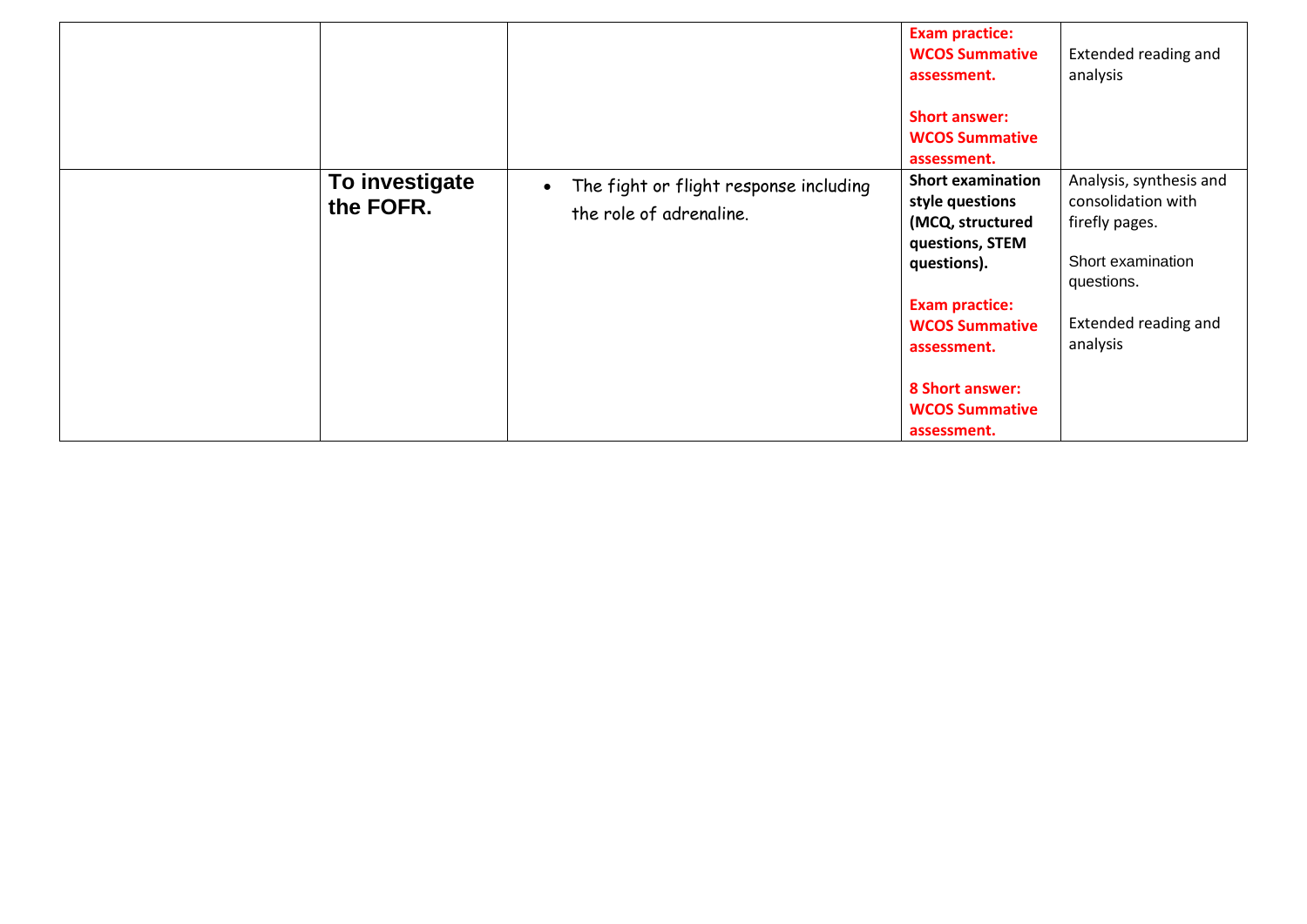| | | | | |
|---|---|---|---|---|
| | | | **Exam practice: WCOS Summative assessment.**<br><br>**Short answer: WCOS Summative assessment.** | Extended reading and analysis |
| | **To investigate the FOFR.** | • The fight or flight response including the role of adrenaline. | **Short examination style questions (MCQ, structured questions, STEM questions).**<br><br>**Exam practice: WCOS Summative assessment.**<br><br>**8 Short answer: WCOS Summative assessment.** | Analysis, synthesis and consolidation with firefly pages.<br><br>Short examination questions.<br><br>Extended reading and analysis |